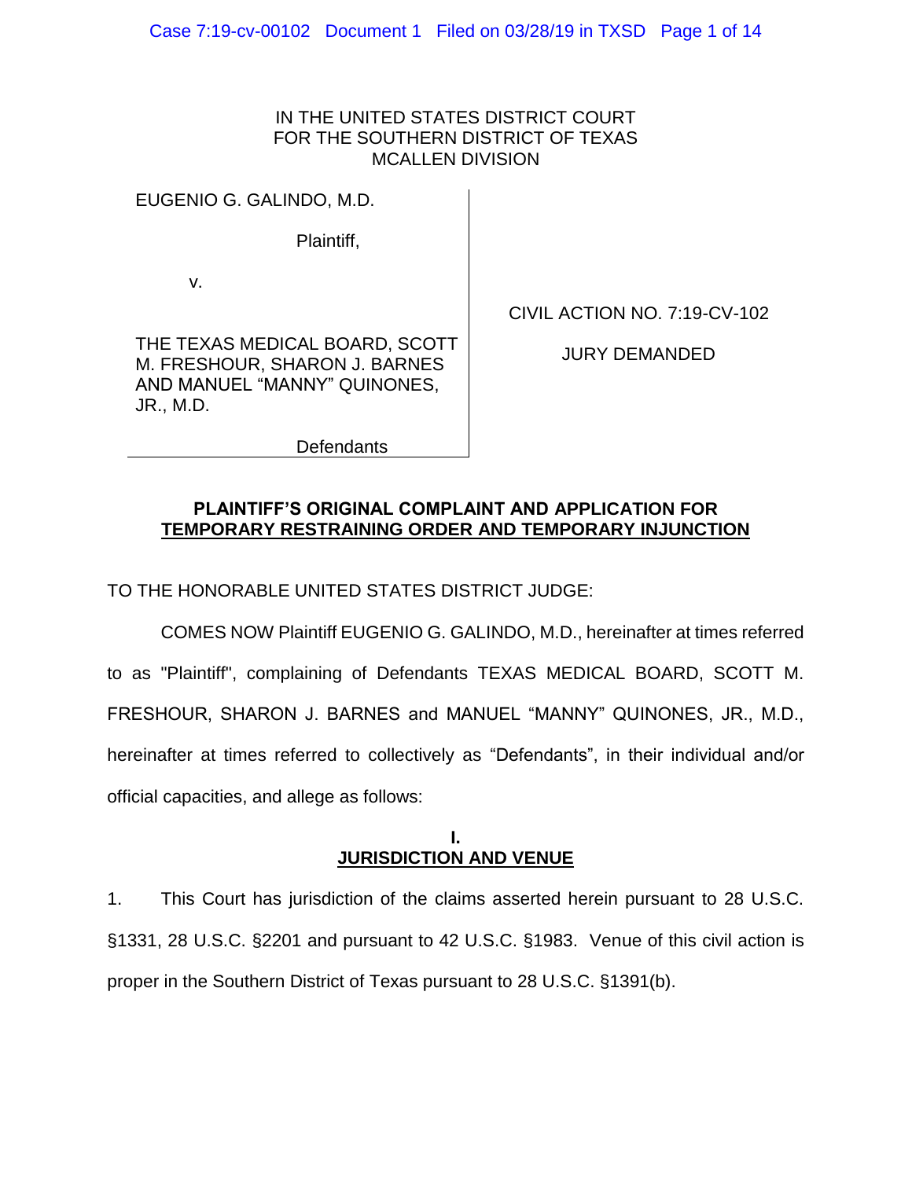IN THE UNITED STATES DISTRICT COURT
FOR THE SOUTHERN DISTRICT OF TEXAS
MCALLEN DIVISION

EUGENIO G. GALINDO, M.D.

Plaintiff,

v.

THE TEXAS MEDICAL BOARD, SCOTT M. FRESHOUR, SHARON J. BARNES AND MANUEL "MANNY" QUINONES, JR., M.D.

Defendants

CIVIL ACTION NO. 7:19-CV-102

JURY DEMANDED

**PLAINTIFF'S ORIGINAL COMPLAINT AND APPLICATION FOR TEMPORARY RESTRAINING ORDER AND TEMPORARY INJUNCTION**

TO THE HONORABLE UNITED STATES DISTRICT JUDGE:

COMES NOW Plaintiff EUGENIO G. GALINDO, M.D., hereinafter at times referred to as "Plaintiff", complaining of Defendants TEXAS MEDICAL BOARD, SCOTT M. FRESHOUR, SHARON J. BARNES and MANUEL "MANNY" QUINONES, JR., M.D., hereinafter at times referred to collectively as "Defendants", in their individual and/or official capacities, and allege as follows:

## I.
## JURISDICTION AND VENUE

1. This Court has jurisdiction of the claims asserted herein pursuant to 28 U.S.C. §1331, 28 U.S.C. §2201 and pursuant to 42 U.S.C. §1983. Venue of this civil action is proper in the Southern District of Texas pursuant to 28 U.S.C. §1391(b).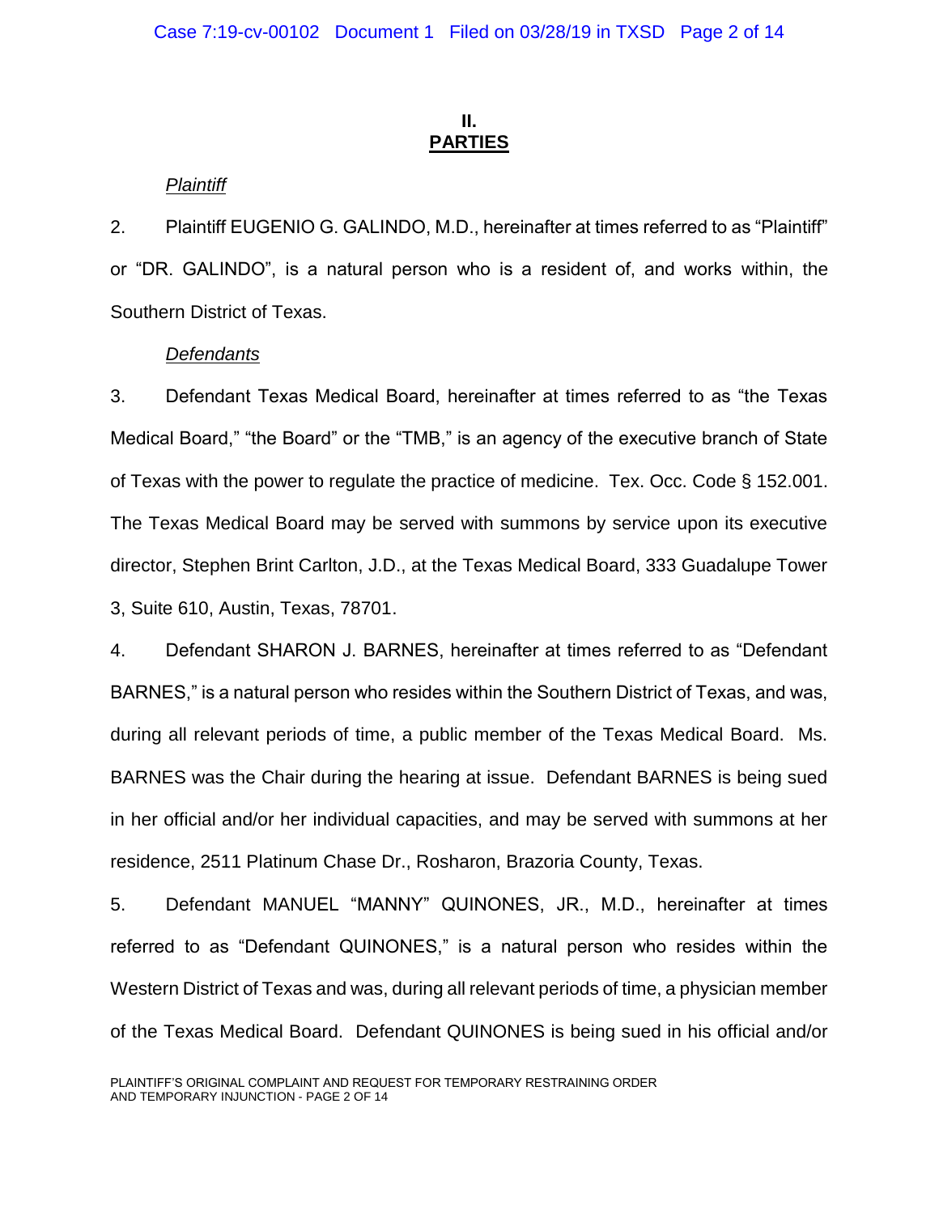## II.
## PARTIES

*Plaintiff*

2. Plaintiff EUGENIO G. GALINDO, M.D., hereinafter at times referred to as "Plaintiff" or "DR. GALINDO", is a natural person who is a resident of, and works within, the Southern District of Texas.

*Defendants*

3. Defendant Texas Medical Board, hereinafter at times referred to as "the Texas Medical Board," "the Board" or the "TMB," is an agency of the executive branch of State of Texas with the power to regulate the practice of medicine. Tex. Occ. Code § 152.001. The Texas Medical Board may be served with summons by service upon its executive director, Stephen Brint Carlton, J.D., at the Texas Medical Board, 333 Guadalupe Tower 3, Suite 610, Austin, Texas, 78701.

4. Defendant SHARON J. BARNES, hereinafter at times referred to as "Defendant BARNES," is a natural person who resides within the Southern District of Texas, and was, during all relevant periods of time, a public member of the Texas Medical Board. Ms. BARNES was the Chair during the hearing at issue. Defendant BARNES is being sued in her official and/or her individual capacities, and may be served with summons at her residence, 2511 Platinum Chase Dr., Rosharon, Brazoria County, Texas.

5. Defendant MANUEL "MANNY" QUINONES, JR., M.D., hereinafter at times referred to as "Defendant QUINONES," is a natural person who resides within the Western District of Texas and was, during all relevant periods of time, a physician member of the Texas Medical Board. Defendant QUINONES is being sued in his official and/or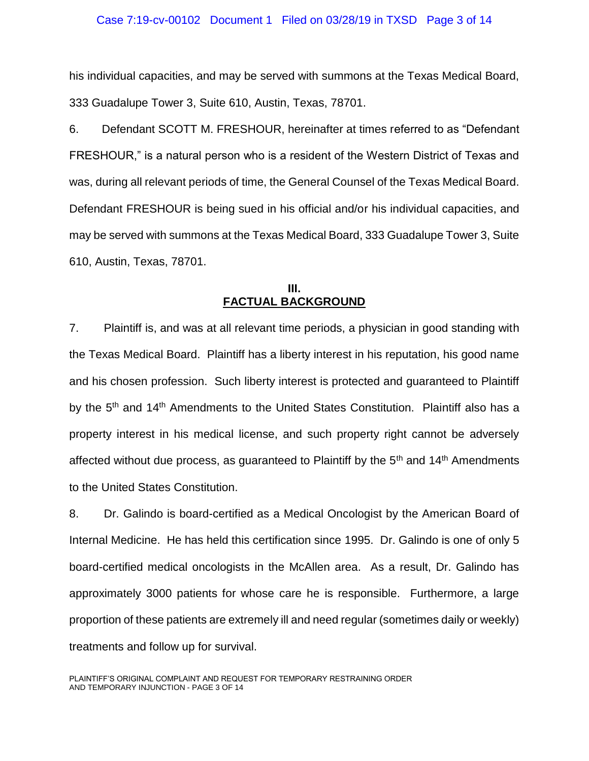his individual capacities, and may be served with summons at the Texas Medical Board, 333 Guadalupe Tower 3, Suite 610, Austin, Texas, 78701.

6. Defendant SCOTT M. FRESHOUR, hereinafter at times referred to as "Defendant FRESHOUR," is a natural person who is a resident of the Western District of Texas and was, during all relevant periods of time, the General Counsel of the Texas Medical Board. Defendant FRESHOUR is being sued in his official and/or his individual capacities, and may be served with summons at the Texas Medical Board, 333 Guadalupe Tower 3, Suite 610, Austin, Texas, 78701.

## III.
## <u>FACTUAL BACKGROUND</u>

7. Plaintiff is, and was at all relevant time periods, a physician in good standing with the Texas Medical Board. Plaintiff has a liberty interest in his reputation, his good name and his chosen profession. Such liberty interest is protected and guaranteed to Plaintiff by the 5th and 14th Amendments to the United States Constitution. Plaintiff also has a property interest in his medical license, and such property right cannot be adversely affected without due process, as guaranteed to Plaintiff by the 5th and 14th Amendments to the United States Constitution.

8. Dr. Galindo is board-certified as a Medical Oncologist by the American Board of Internal Medicine. He has held this certification since 1995. Dr. Galindo is one of only 5 board-certified medical oncologists in the McAllen area. As a result, Dr. Galindo has approximately 3000 patients for whose care he is responsible. Furthermore, a large proportion of these patients are extremely ill and need regular (sometimes daily or weekly) treatments and follow up for survival.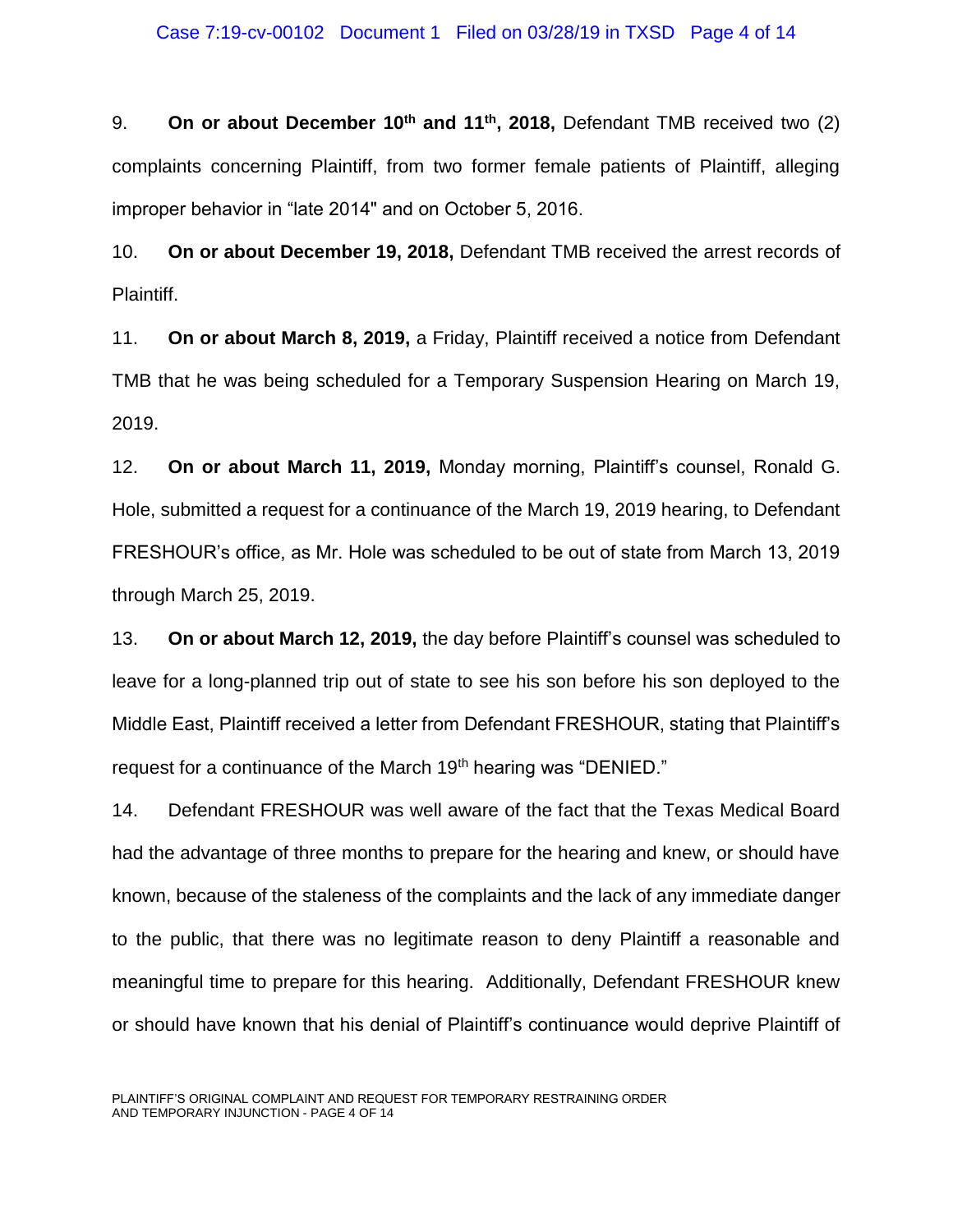9. **On or about December 10th and 11th, 2018,** Defendant TMB received two (2) complaints concerning Plaintiff, from two former female patients of Plaintiff, alleging improper behavior in "late 2014" and on October 5, 2016.

10. **On or about December 19, 2018,** Defendant TMB received the arrest records of Plaintiff.

11. **On or about March 8, 2019,** a Friday, Plaintiff received a notice from Defendant TMB that he was being scheduled for a Temporary Suspension Hearing on March 19, 2019.

12. **On or about March 11, 2019,** Monday morning, Plaintiff's counsel, Ronald G. Hole, submitted a request for a continuance of the March 19, 2019 hearing, to Defendant FRESHOUR's office, as Mr. Hole was scheduled to be out of state from March 13, 2019 through March 25, 2019.

13. **On or about March 12, 2019,** the day before Plaintiff's counsel was scheduled to leave for a long-planned trip out of state to see his son before his son deployed to the Middle East, Plaintiff received a letter from Defendant FRESHOUR, stating that Plaintiff's request for a continuance of the March 19th hearing was "DENIED."

14. Defendant FRESHOUR was well aware of the fact that the Texas Medical Board had the advantage of three months to prepare for the hearing and knew, or should have known, because of the staleness of the complaints and the lack of any immediate danger to the public, that there was no legitimate reason to deny Plaintiff a reasonable and meaningful time to prepare for this hearing. Additionally, Defendant FRESHOUR knew or should have known that his denial of Plaintiff's continuance would deprive Plaintiff of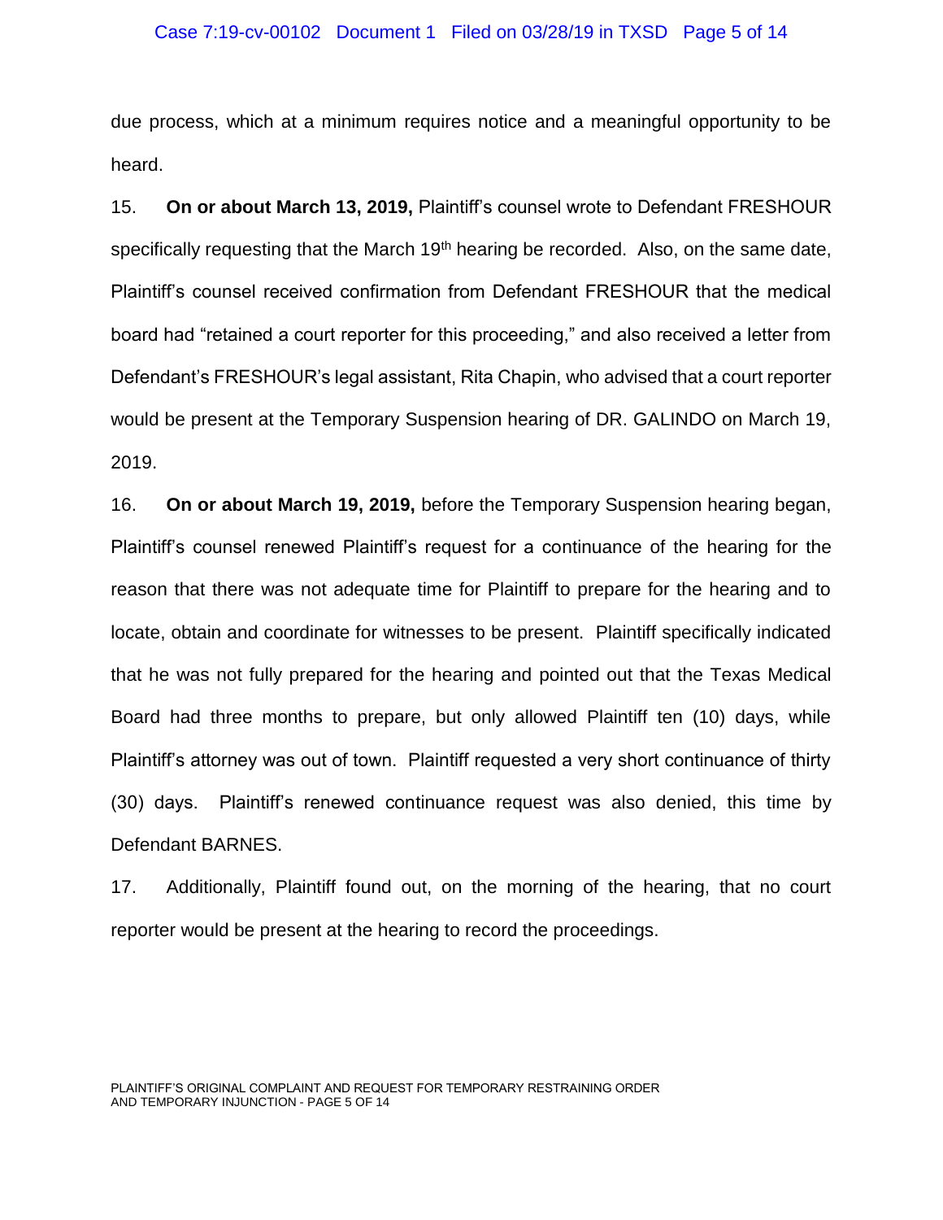due process, which at a minimum requires notice and a meaningful opportunity to be heard.

15. **On or about March 13, 2019,** Plaintiff's counsel wrote to Defendant FRESHOUR specifically requesting that the March 19th hearing be recorded. Also, on the same date, Plaintiff's counsel received confirmation from Defendant FRESHOUR that the medical board had "retained a court reporter for this proceeding," and also received a letter from Defendant's FRESHOUR's legal assistant, Rita Chapin, who advised that a court reporter would be present at the Temporary Suspension hearing of DR. GALINDO on March 19, 2019.

16. **On or about March 19, 2019,** before the Temporary Suspension hearing began, Plaintiff's counsel renewed Plaintiff's request for a continuance of the hearing for the reason that there was not adequate time for Plaintiff to prepare for the hearing and to locate, obtain and coordinate for witnesses to be present. Plaintiff specifically indicated that he was not fully prepared for the hearing and pointed out that the Texas Medical Board had three months to prepare, but only allowed Plaintiff ten (10) days, while Plaintiff's attorney was out of town. Plaintiff requested a very short continuance of thirty (30) days. Plaintiff's renewed continuance request was also denied, this time by Defendant BARNES.

17. Additionally, Plaintiff found out, on the morning of the hearing, that no court reporter would be present at the hearing to record the proceedings.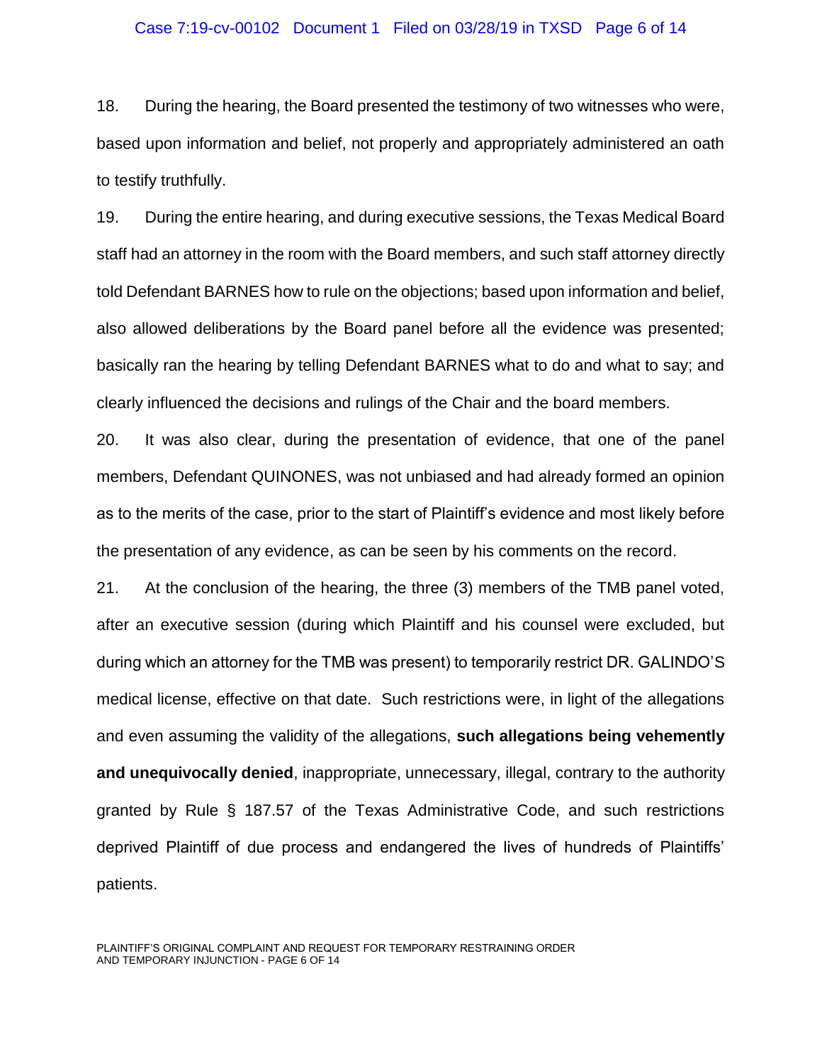18. During the hearing, the Board presented the testimony of two witnesses who were, based upon information and belief, not properly and appropriately administered an oath to testify truthfully.

19. During the entire hearing, and during executive sessions, the Texas Medical Board staff had an attorney in the room with the Board members, and such staff attorney directly told Defendant BARNES how to rule on the objections; based upon information and belief, also allowed deliberations by the Board panel before all the evidence was presented; basically ran the hearing by telling Defendant BARNES what to do and what to say; and clearly influenced the decisions and rulings of the Chair and the board members.

20. It was also clear, during the presentation of evidence, that one of the panel members, Defendant QUINONES, was not unbiased and had already formed an opinion as to the merits of the case, prior to the start of Plaintiff's evidence and most likely before the presentation of any evidence, as can be seen by his comments on the record.

21. At the conclusion of the hearing, the three (3) members of the TMB panel voted, after an executive session (during which Plaintiff and his counsel were excluded, but during which an attorney for the TMB was present) to temporarily restrict DR. GALINDO'S medical license, effective on that date. Such restrictions were, in light of the allegations and even assuming the validity of the allegations, **such allegations being vehemently and unequivocally denied**, inappropriate, unnecessary, illegal, contrary to the authority granted by Rule § 187.57 of the Texas Administrative Code, and such restrictions deprived Plaintiff of due process and endangered the lives of hundreds of Plaintiffs' patients.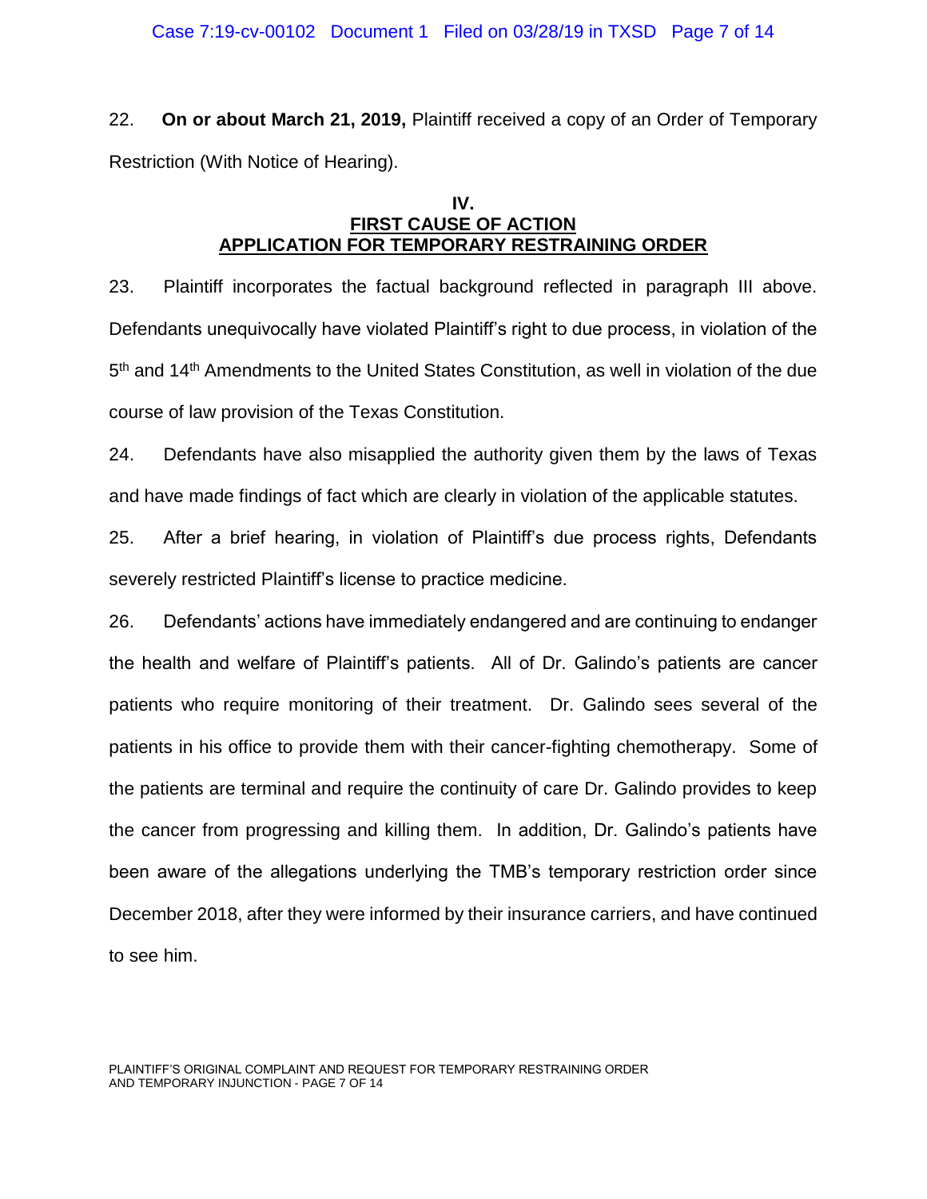22. **On or about March 21, 2019,** Plaintiff received a copy of an Order of Temporary Restriction (With Notice of Hearing).

## IV.
## FIRST CAUSE OF ACTION
## APPLICATION FOR TEMPORARY RESTRAINING ORDER

23. Plaintiff incorporates the factual background reflected in paragraph III above. Defendants unequivocally have violated Plaintiff's right to due process, in violation of the 5th and 14th Amendments to the United States Constitution, as well in violation of the due course of law provision of the Texas Constitution.

24. Defendants have also misapplied the authority given them by the laws of Texas and have made findings of fact which are clearly in violation of the applicable statutes.

25. After a brief hearing, in violation of Plaintiff's due process rights, Defendants severely restricted Plaintiff's license to practice medicine.

26. Defendants' actions have immediately endangered and are continuing to endanger the health and welfare of Plaintiff's patients. All of Dr. Galindo's patients are cancer patients who require monitoring of their treatment. Dr. Galindo sees several of the patients in his office to provide them with their cancer-fighting chemotherapy. Some of the patients are terminal and require the continuity of care Dr. Galindo provides to keep the cancer from progressing and killing them. In addition, Dr. Galindo's patients have been aware of the allegations underlying the TMB's temporary restriction order since December 2018, after they were informed by their insurance carriers, and have continued to see him.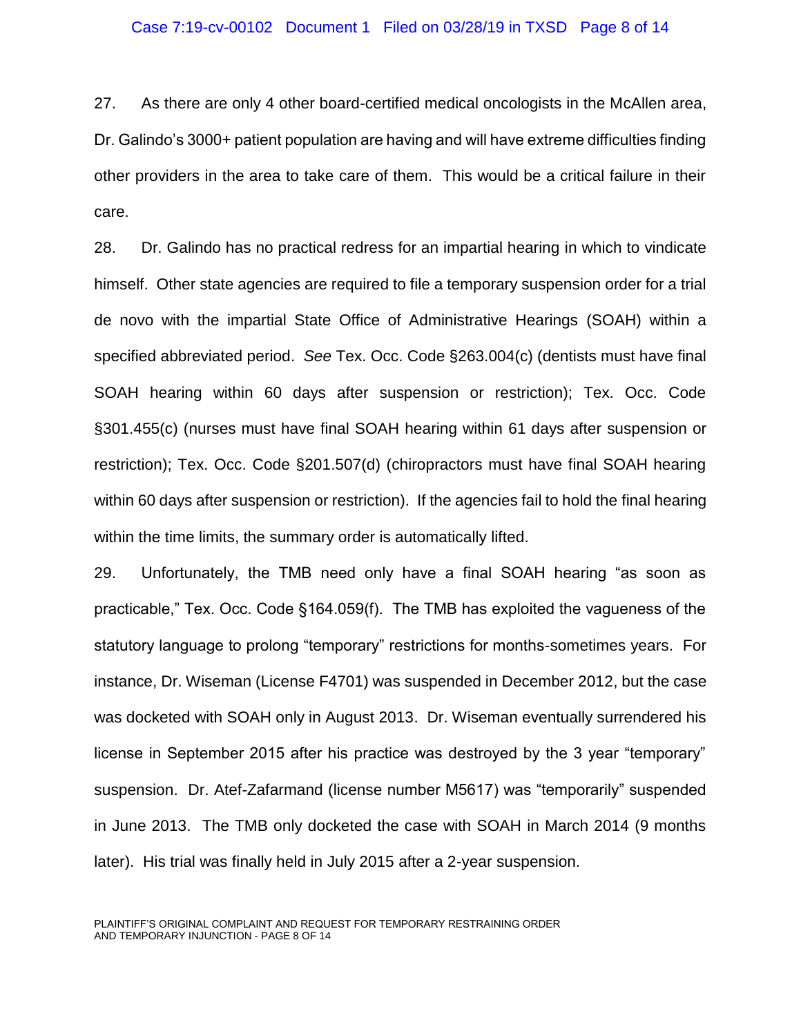27. As there are only 4 other board-certified medical oncologists in the McAllen area, Dr. Galindo's 3000+ patient population are having and will have extreme difficulties finding other providers in the area to take care of them. This would be a critical failure in their care.

28. Dr. Galindo has no practical redress for an impartial hearing in which to vindicate himself. Other state agencies are required to file a temporary suspension order for a trial de novo with the impartial State Office of Administrative Hearings (SOAH) within a specified abbreviated period. *See* Tex. Occ. Code §263.004(c) (dentists must have final SOAH hearing within 60 days after suspension or restriction); Tex. Occ. Code §301.455(c) (nurses must have final SOAH hearing within 61 days after suspension or restriction); Tex. Occ. Code §201.507(d) (chiropractors must have final SOAH hearing within 60 days after suspension or restriction). If the agencies fail to hold the final hearing within the time limits, the summary order is automatically lifted.

29. Unfortunately, the TMB need only have a final SOAH hearing "as soon as practicable," Tex. Occ. Code §164.059(f). The TMB has exploited the vagueness of the statutory language to prolong "temporary" restrictions for months-sometimes years. For instance, Dr. Wiseman (License F4701) was suspended in December 2012, but the case was docketed with SOAH only in August 2013. Dr. Wiseman eventually surrendered his license in September 2015 after his practice was destroyed by the 3 year "temporary" suspension. Dr. Atef-Zafarmand (license number M5617) was "temporarily" suspended in June 2013. The TMB only docketed the case with SOAH in March 2014 (9 months later). His trial was finally held in July 2015 after a 2-year suspension.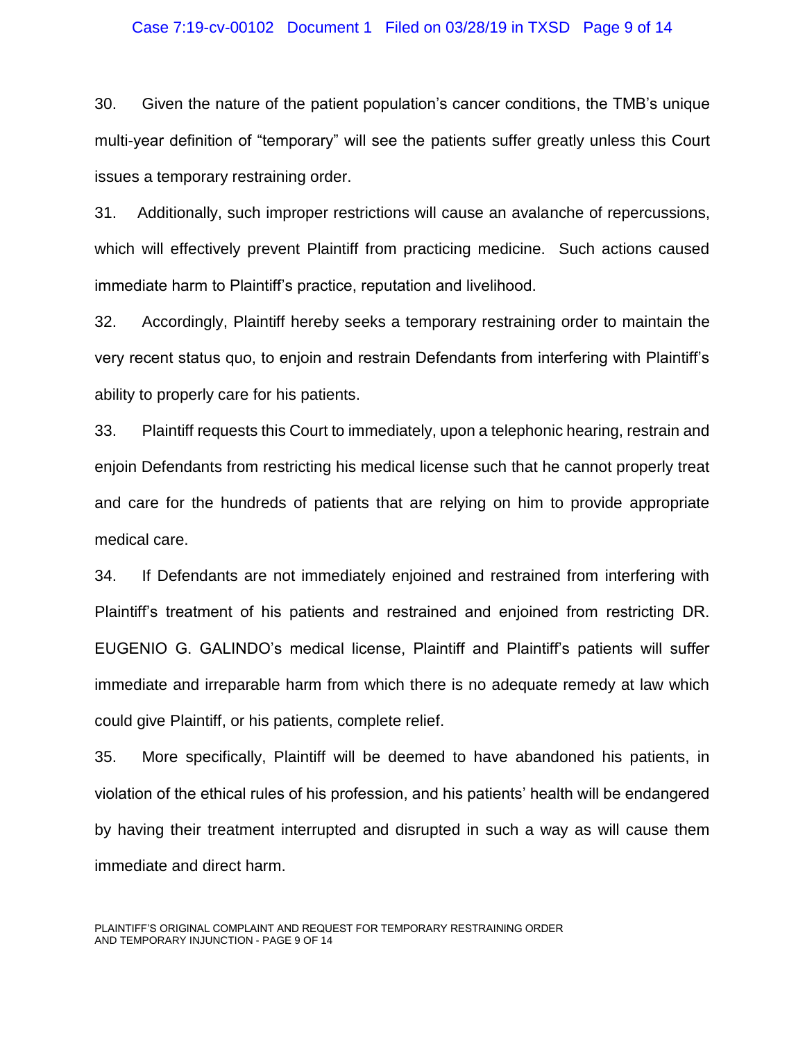30. Given the nature of the patient population's cancer conditions, the TMB's unique multi-year definition of "temporary" will see the patients suffer greatly unless this Court issues a temporary restraining order.

31. Additionally, such improper restrictions will cause an avalanche of repercussions, which will effectively prevent Plaintiff from practicing medicine. Such actions caused immediate harm to Plaintiff's practice, reputation and livelihood.

32. Accordingly, Plaintiff hereby seeks a temporary restraining order to maintain the very recent status quo, to enjoin and restrain Defendants from interfering with Plaintiff's ability to properly care for his patients.

33. Plaintiff requests this Court to immediately, upon a telephonic hearing, restrain and enjoin Defendants from restricting his medical license such that he cannot properly treat and care for the hundreds of patients that are relying on him to provide appropriate medical care.

34. If Defendants are not immediately enjoined and restrained from interfering with Plaintiff's treatment of his patients and restrained and enjoined from restricting DR. EUGENIO G. GALINDO's medical license, Plaintiff and Plaintiff's patients will suffer immediate and irreparable harm from which there is no adequate remedy at law which could give Plaintiff, or his patients, complete relief.

35. More specifically, Plaintiff will be deemed to have abandoned his patients, in violation of the ethical rules of his profession, and his patients' health will be endangered by having their treatment interrupted and disrupted in such a way as will cause them immediate and direct harm.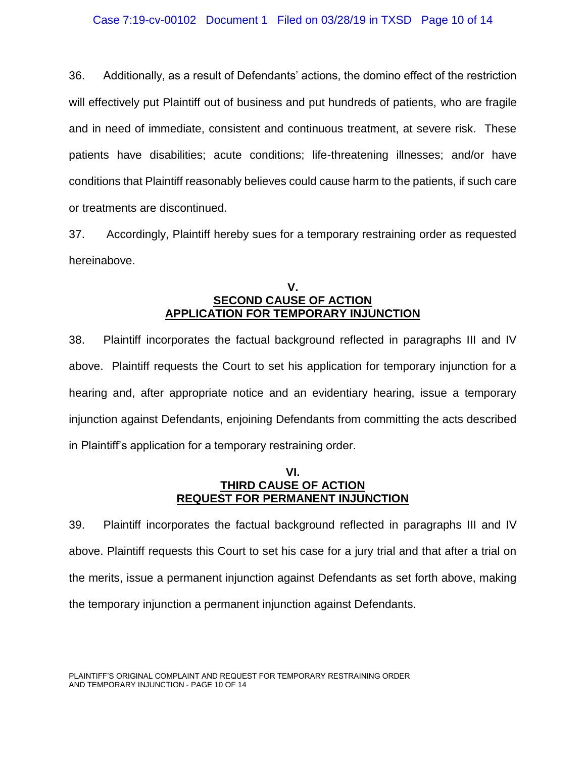36. Additionally, as a result of Defendants' actions, the domino effect of the restriction will effectively put Plaintiff out of business and put hundreds of patients, who are fragile and in need of immediate, consistent and continuous treatment, at severe risk. These patients have disabilities; acute conditions; life-threatening illnesses; and/or have conditions that Plaintiff reasonably believes could cause harm to the patients, if such care or treatments are discontinued.

37. Accordingly, Plaintiff hereby sues for a temporary restraining order as requested hereinabove.

## V.
## SECOND CAUSE OF ACTION
## APPLICATION FOR TEMPORARY INJUNCTION

38. Plaintiff incorporates the factual background reflected in paragraphs III and IV above. Plaintiff requests the Court to set his application for temporary injunction for a hearing and, after appropriate notice and an evidentiary hearing, issue a temporary injunction against Defendants, enjoining Defendants from committing the acts described in Plaintiff's application for a temporary restraining order.

## VI.
## THIRD CAUSE OF ACTION
## REQUEST FOR PERMANENT INJUNCTION

39. Plaintiff incorporates the factual background reflected in paragraphs III and IV above. Plaintiff requests this Court to set his case for a jury trial and that after a trial on the merits, issue a permanent injunction against Defendants as set forth above, making the temporary injunction a permanent injunction against Defendants.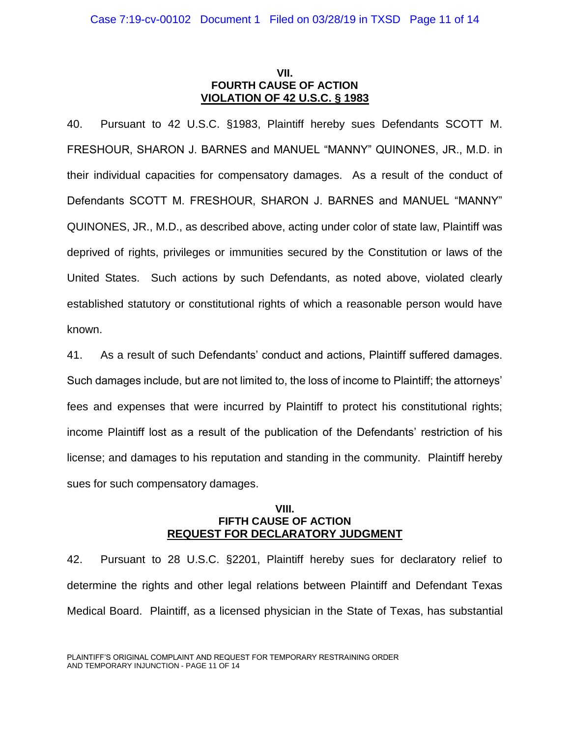## VII.
## FOURTH CAUSE OF ACTION
## VIOLATION OF 42 U.S.C. § 1983

40. Pursuant to 42 U.S.C. §1983, Plaintiff hereby sues Defendants SCOTT M. FRESHOUR, SHARON J. BARNES and MANUEL "MANNY" QUINONES, JR., M.D. in their individual capacities for compensatory damages. As a result of the conduct of Defendants SCOTT M. FRESHOUR, SHARON J. BARNES and MANUEL "MANNY" QUINONES, JR., M.D., as described above, acting under color of state law, Plaintiff was deprived of rights, privileges or immunities secured by the Constitution or laws of the United States. Such actions by such Defendants, as noted above, violated clearly established statutory or constitutional rights of which a reasonable person would have known.

41. As a result of such Defendants' conduct and actions, Plaintiff suffered damages. Such damages include, but are not limited to, the loss of income to Plaintiff; the attorneys' fees and expenses that were incurred by Plaintiff to protect his constitutional rights; income Plaintiff lost as a result of the publication of the Defendants' restriction of his license; and damages to his reputation and standing in the community. Plaintiff hereby sues for such compensatory damages.

## VIII.
## FIFTH CAUSE OF ACTION
## REQUEST FOR DECLARATORY JUDGMENT

42. Pursuant to 28 U.S.C. §2201, Plaintiff hereby sues for declaratory relief to determine the rights and other legal relations between Plaintiff and Defendant Texas Medical Board. Plaintiff, as a licensed physician in the State of Texas, has substantial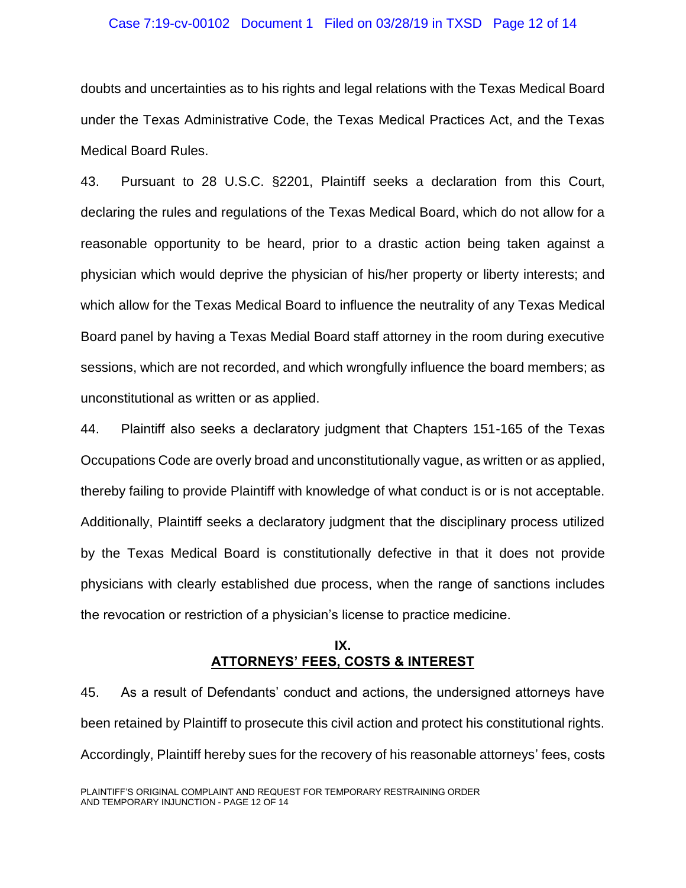doubts and uncertainties as to his rights and legal relations with the Texas Medical Board under the Texas Administrative Code, the Texas Medical Practices Act, and the Texas Medical Board Rules.

43. Pursuant to 28 U.S.C. §2201, Plaintiff seeks a declaration from this Court, declaring the rules and regulations of the Texas Medical Board, which do not allow for a reasonable opportunity to be heard, prior to a drastic action being taken against a physician which would deprive the physician of his/her property or liberty interests; and which allow for the Texas Medical Board to influence the neutrality of any Texas Medical Board panel by having a Texas Medial Board staff attorney in the room during executive sessions, which are not recorded, and which wrongfully influence the board members; as unconstitutional as written or as applied.

44. Plaintiff also seeks a declaratory judgment that Chapters 151-165 of the Texas Occupations Code are overly broad and unconstitutionally vague, as written or as applied, thereby failing to provide Plaintiff with knowledge of what conduct is or is not acceptable. Additionally, Plaintiff seeks a declaratory judgment that the disciplinary process utilized by the Texas Medical Board is constitutionally defective in that it does not provide physicians with clearly established due process, when the range of sanctions includes the revocation or restriction of a physician's license to practice medicine.

## IX.
## ATTORNEYS' FEES, COSTS & INTEREST

45. As a result of Defendants' conduct and actions, the undersigned attorneys have been retained by Plaintiff to prosecute this civil action and protect his constitutional rights. Accordingly, Plaintiff hereby sues for the recovery of his reasonable attorneys' fees, costs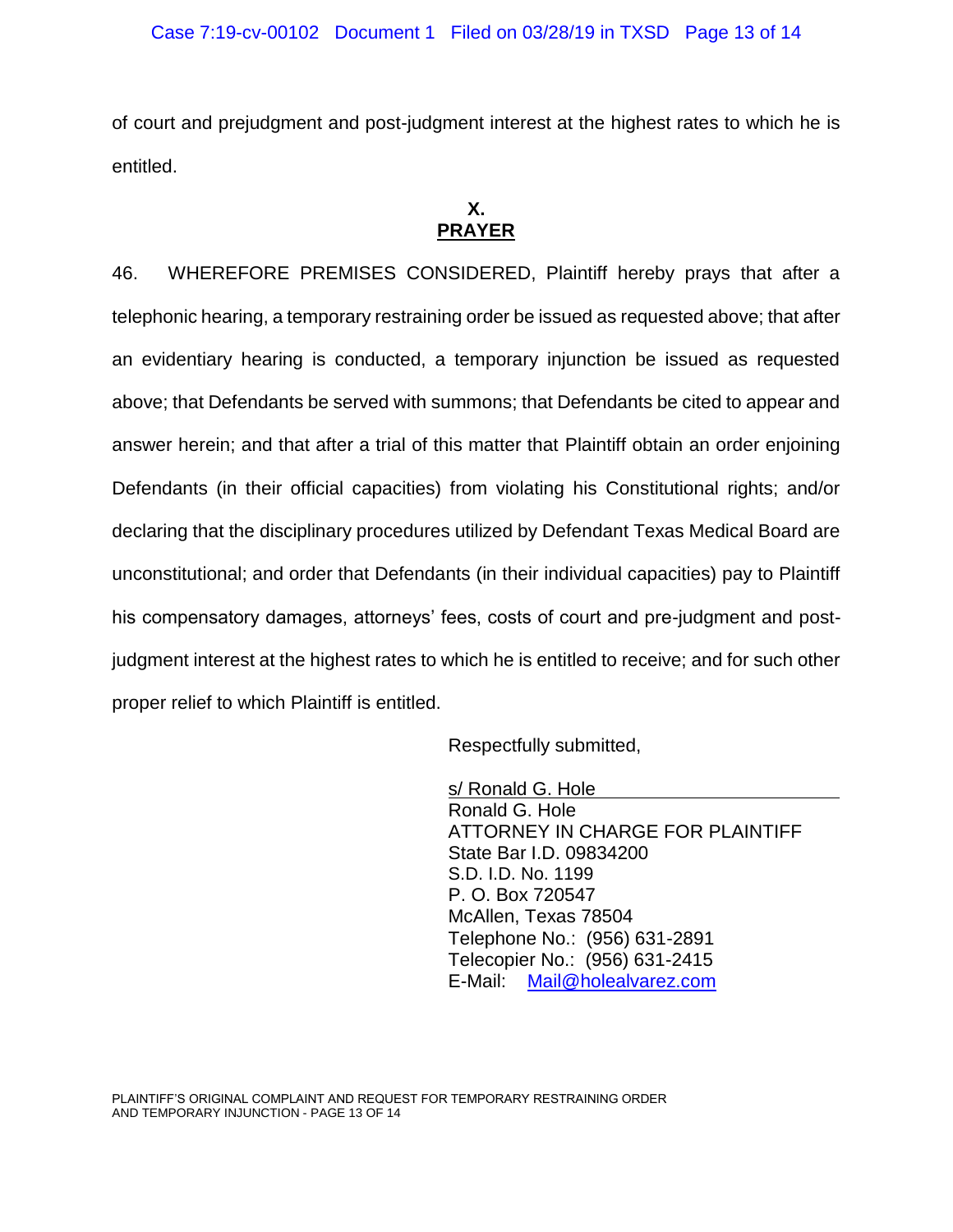of court and prejudgment and post-judgment interest at the highest rates to which he is entitled.

## X.
## PRAYER

46. WHEREFORE PREMISES CONSIDERED, Plaintiff hereby prays that after a telephonic hearing, a temporary restraining order be issued as requested above; that after an evidentiary hearing is conducted, a temporary injunction be issued as requested above; that Defendants be served with summons; that Defendants be cited to appear and answer herein; and that after a trial of this matter that Plaintiff obtain an order enjoining Defendants (in their official capacities) from violating his Constitutional rights; and/or declaring that the disciplinary procedures utilized by Defendant Texas Medical Board are unconstitutional; and order that Defendants (in their individual capacities) pay to Plaintiff his compensatory damages, attorneys' fees, costs of court and pre-judgment and post-judgment interest at the highest rates to which he is entitled to receive; and for such other proper relief to which Plaintiff is entitled.

Respectfully submitted,

s/ Ronald G. Hole
Ronald G. Hole
ATTORNEY IN CHARGE FOR PLAINTIFF
State Bar I.D. 09834200
S.D. I.D. No. 1199
P. O. Box 720547
McAllen, Texas 78504
Telephone No.: (956) 631-2891
Telecopier No.: (956) 631-2415
E-Mail: Mail@holealvarez.com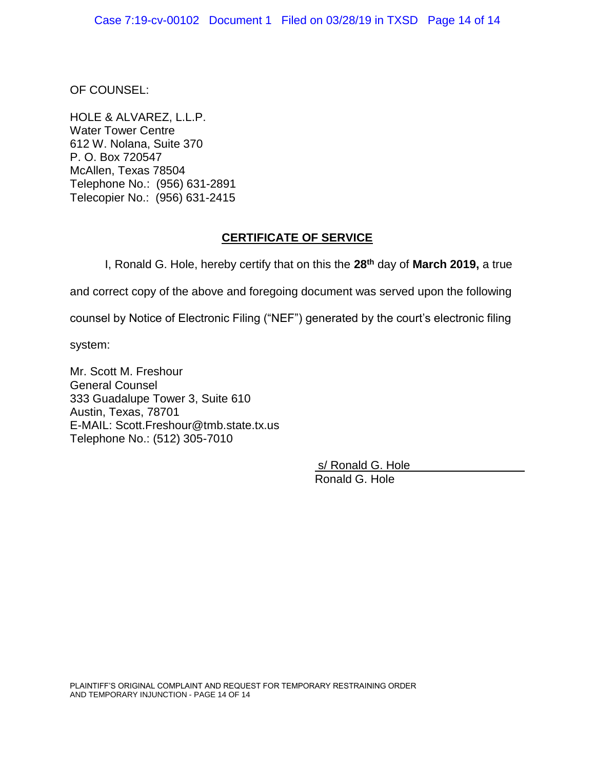OF COUNSEL:

HOLE & ALVAREZ, L.L.P.
Water Tower Centre
612 W. Nolana, Suite 370
P. O. Box 720547
McAllen, Texas 78504
Telephone No.: (956) 631-2891
Telecopier No.: (956) 631-2415

## CERTIFICATE OF SERVICE

I, Ronald G. Hole, hereby certify that on this the **28th** day of **March 2019,** a true and correct copy of the above and foregoing document was served upon the following counsel by Notice of Electronic Filing ("NEF") generated by the court's electronic filing system:

Mr. Scott M. Freshour
General Counsel
333 Guadalupe Tower 3, Suite 610
Austin, Texas, 78701
E-MAIL: Scott.Freshour@tmb.state.tx.us
Telephone No.: (512) 305-7010

s/ Ronald G. Hole
Ronald G. Hole

PLAINTIFF'S ORIGINAL COMPLAINT AND REQUEST FOR TEMPORARY RESTRAINING ORDER AND TEMPORARY INJUNCTION - PAGE 14 OF 14